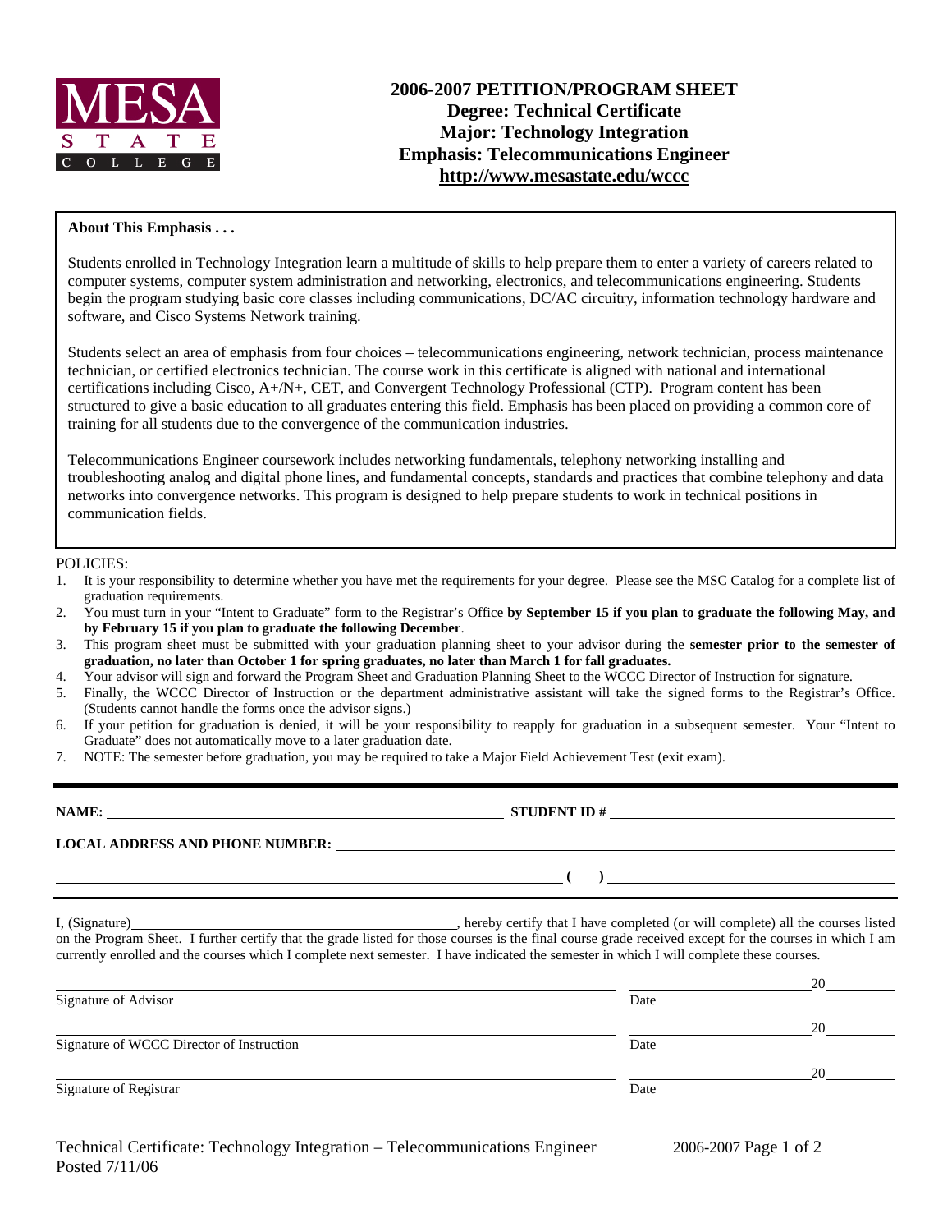# 2006-2007 PETITION/PROGRAM SHEET
## Degree: Technical Certificate
## Major: Technology Integration
## Emphasis: Telecommunications Engineer
## http://www.mesastate.edu/wccc

**About This Emphasis . . .**

Students enrolled in Technology Integration learn a multitude of skills to help prepare them to enter a variety of careers related to computer systems, computer system administration and networking, electronics, and telecommunications engineering. Students begin the program studying basic core classes including communications, DC/AC circuitry, information technology hardware and software, and Cisco Systems Network training.

Students select an area of emphasis from four choices – telecommunications engineering, network technician, process maintenance technician, or certified electronics technician. The course work in this certificate is aligned with national and international certifications including Cisco, A+/N+, CET, and Convergent Technology Professional (CTP). Program content has been structured to give a basic education to all graduates entering this field. Emphasis has been placed on providing a common core of training for all students due to the convergence of the communication industries.

Telecommunications Engineer coursework includes networking fundamentals, telephony networking installing and troubleshooting analog and digital phone lines, and fundamental concepts, standards and practices that combine telephony and data networks into convergence networks. This program is designed to help prepare students to work in technical positions in communication fields.

POLICIES:

1. It is your responsibility to determine whether you have met the requirements for your degree. Please see the MSC Catalog for a complete list of graduation requirements.
2. You must turn in your "Intent to Graduate" form to the Registrar's Office **by September 15 if you plan to graduate the following May, and by February 15 if you plan to graduate the following December**.
3. This program sheet must be submitted with your graduation planning sheet to your advisor during the **semester prior to the semester of graduation, no later than October 1 for spring graduates, no later than March 1 for fall graduates.**
4. Your advisor will sign and forward the Program Sheet and Graduation Planning Sheet to the WCCC Director of Instruction for signature.
5. Finally, the WCCC Director of Instruction or the department administrative assistant will take the signed forms to the Registrar's Office. (Students cannot handle the forms once the advisor signs.)
6. If your petition for graduation is denied, it will be your responsibility to reapply for graduation in a subsequent semester. Your "Intent to Graduate" does not automatically move to a later graduation date.
7. NOTE: The semester before graduation, you may be required to take a Major Field Achievement Test (exit exam).

---

**NAME:** ______________________________ **STUDENT ID #** ______________________________

**LOCAL ADDRESS AND PHONE NUMBER:** ______________________________

______________________________ **( )** ______________________________

I, (Signature)______________________________, hereby certify that I have completed (or will complete) all the courses listed on the Program Sheet. I further certify that the grade listed for those courses is the final course grade received except for the courses in which I am currently enrolled and the courses which I complete next semester. I have indicated the semester in which I will complete these courses.

______________________________ ______________ 20______
Signature of Advisor Date

______________________________ ______________ 20______
Signature of WCCC Director of Instruction Date

______________________________ ______________ 20______
Signature of Registrar Date

Technical Certificate: Technology Integration – Telecommunications Engineer
Posted 7/11/06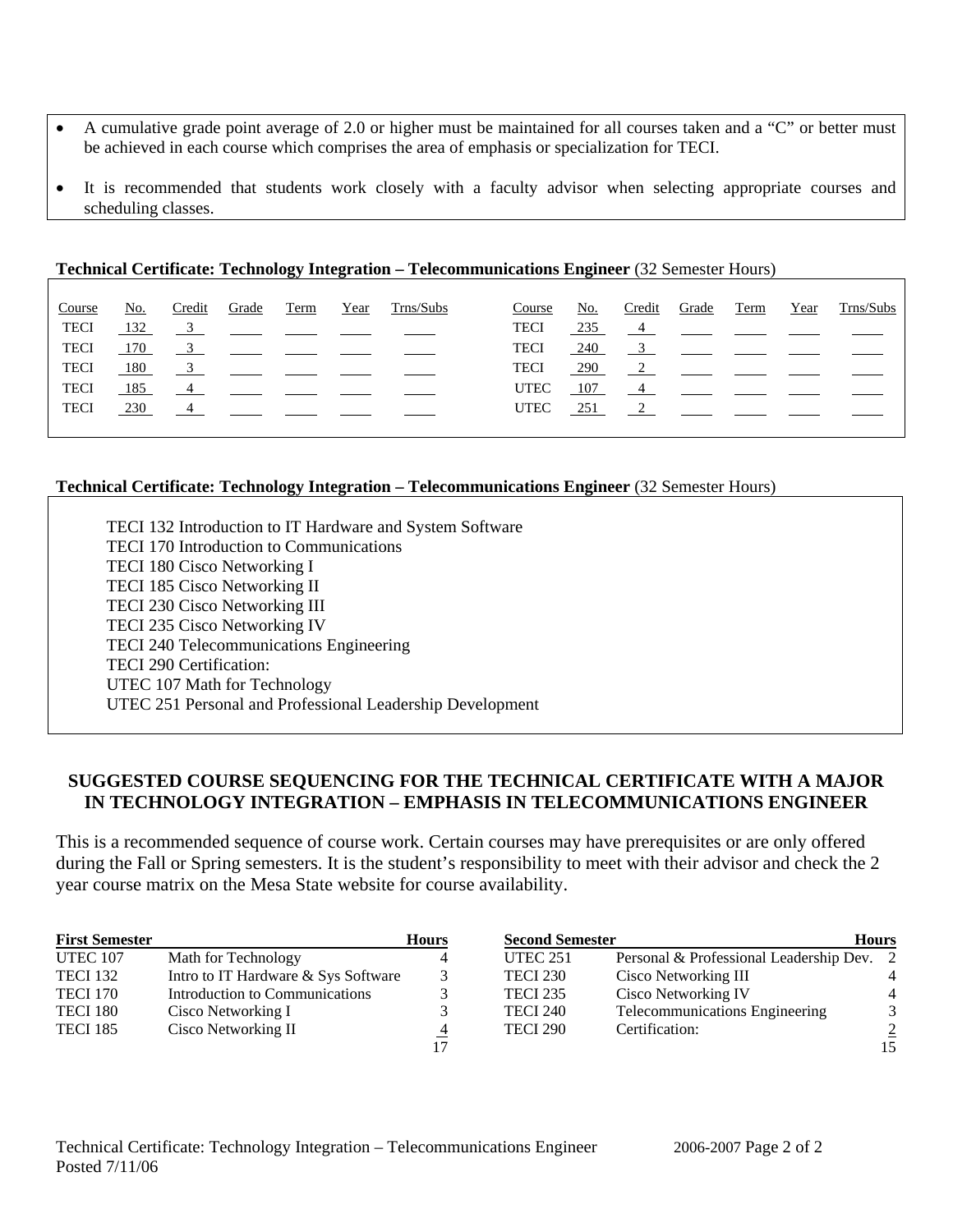- A cumulative grade point average of 2.0 or higher must be maintained for all courses taken and a "C" or better must be achieved in each course which comprises the area of emphasis or specialization for TECI.
- It is recommended that students work closely with a faculty advisor when selecting appropriate courses and scheduling classes.

**Technical Certificate: Technology Integration – Telecommunications Engineer** (32 Semester Hours)

| Course | No. | Credit | Grade | Term | Year | Trns/Subs | Course | No. | Credit | Grade | Term | Year | Trns/Subs |
|---|---|---|---|---|---|---|---|---|---|---|---|---|---|
| TECI | 132 | 3 | | | | | TECI | 235 | 4 | | | | |
| TECI | 170 | 3 | | | | | TECI | 240 | 3 | | | | |
| TECI | 180 | 3 | | | | | TECI | 290 | 2 | | | | |
| TECI | 185 | 4 | | | | | UTEC | 107 | 4 | | | | |
| TECI | 230 | 4 | | | | | UTEC | 251 | 2 | | | | |

**Technical Certificate: Technology Integration – Telecommunications Engineer** (32 Semester Hours)

TECI 132 Introduction to IT Hardware and System Software
TECI 170 Introduction to Communications
TECI 180 Cisco Networking I
TECI 185 Cisco Networking II
TECI 230 Cisco Networking III
TECI 235 Cisco Networking IV
TECI 240 Telecommunications Engineering
TECI 290 Certification:
UTEC 107 Math for Technology
UTEC 251 Personal and Professional Leadership Development

## SUGGESTED COURSE SEQUENCING FOR THE TECHNICAL CERTIFICATE WITH A MAJOR IN TECHNOLOGY INTEGRATION – EMPHASIS IN TELECOMMUNICATIONS ENGINEER

This is a recommended sequence of course work. Certain courses may have prerequisites or are only offered during the Fall or Spring semesters. It is the student's responsibility to meet with their advisor and check the 2 year course matrix on the Mesa State website for course availability.

| First Semester | | Hours |
|---|---|---|
| UTEC 107 | Math for Technology | 4 |
| TECI 132 | Intro to IT Hardware & Sys Software | 3 |
| TECI 170 | Introduction to Communications | 3 |
| TECI 180 | Cisco Networking I | 3 |
| TECI 185 | Cisco Networking II | 4 |
| | | 17 |

| Second Semester | | Hours |
|---|---|---|
| UTEC 251 | Personal & Professional Leadership Dev. | 2 |
| TECI 230 | Cisco Networking III | 4 |
| TECI 235 | Cisco Networking IV | 4 |
| TECI 240 | Telecommunications Engineering | 3 |
| TECI 290 | Certification: | 2 |
| | | 15 |

Technical Certificate: Technology Integration – Telecommunications Engineer 2006-2007
Posted 7/11/06